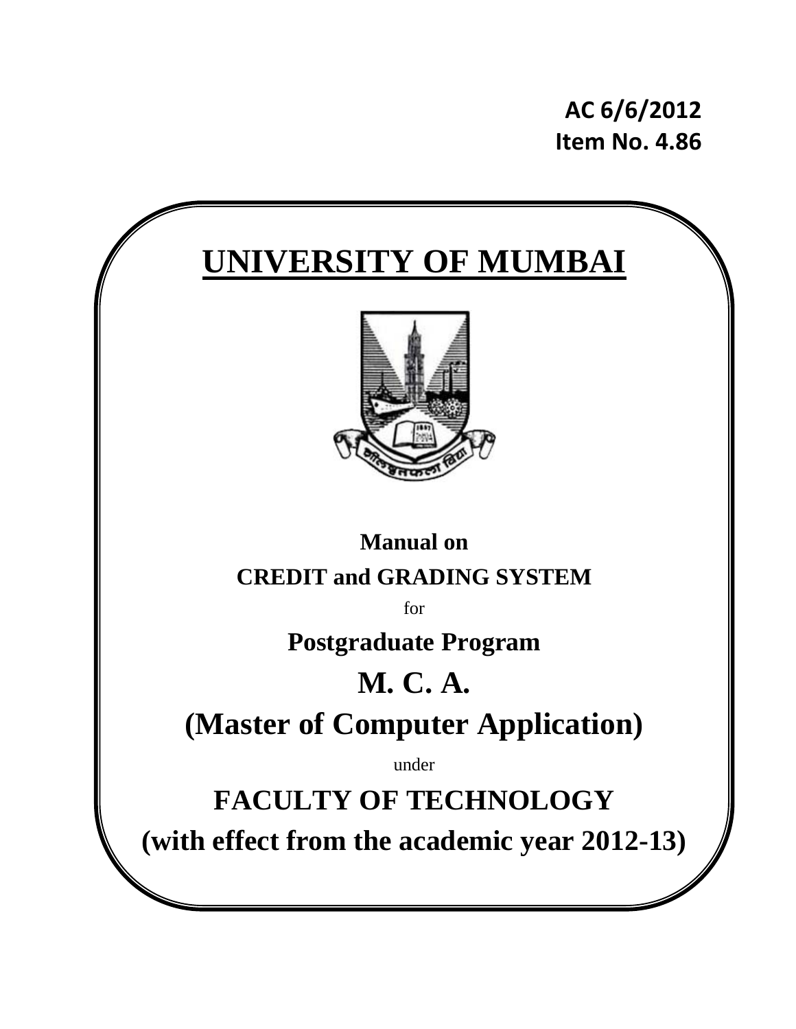**AC 6/6/2012**
**Item No. 4.86**

# UNIVERSITY OF MUMBAI

**Manual on**

**CREDIT and GRADING SYSTEM**

for

**Postgraduate Program**

# M. C. A.

# (Master of Computer Application)

under

## FACULTY OF TECHNOLOGY

**(with effect from the academic year 2012-13)**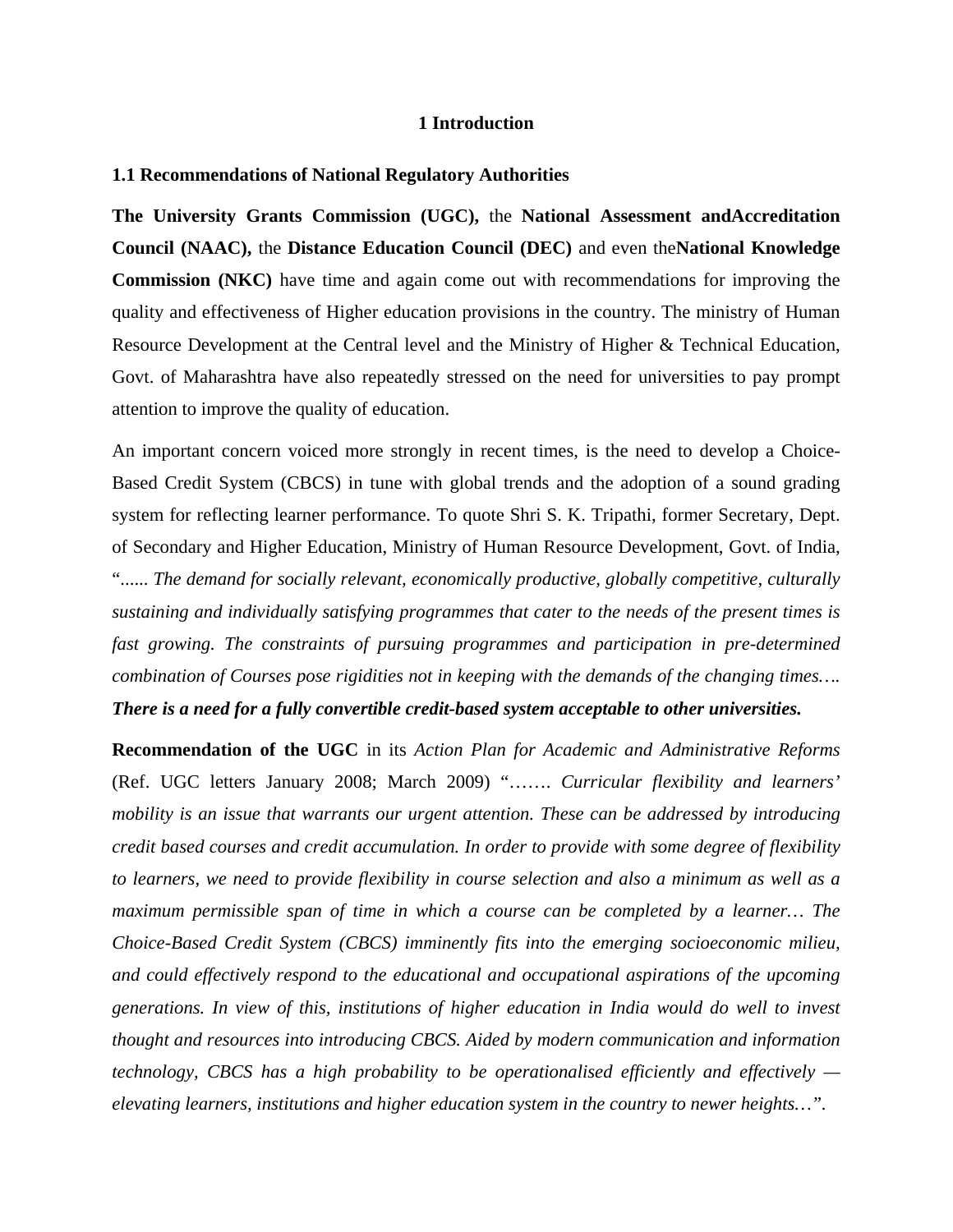# 1 Introduction

## 1.1 Recommendations of National Regulatory Authorities

**The University Grants Commission (UGC),** the **National Assessment andAccreditation Council (NAAC),** the **Distance Education Council (DEC)** and even the**National Knowledge Commission (NKC)** have time and again come out with recommendations for improving the quality and effectiveness of Higher education provisions in the country. The ministry of Human Resource Development at the Central level and the Ministry of Higher & Technical Education, Govt. of Maharashtra have also repeatedly stressed on the need for universities to pay prompt attention to improve the quality of education.

An important concern voiced more strongly in recent times, is the need to develop a Choice-Based Credit System (CBCS) in tune with global trends and the adoption of a sound grading system for reflecting learner performance. To quote Shri S. K. Tripathi, former Secretary, Dept. of Secondary and Higher Education, Ministry of Human Resource Development, Govt. of India, "*...... The demand for socially relevant, economically productive, globally competitive, culturally sustaining and individually satisfying programmes that cater to the needs of the present times is fast growing. The constraints of pursuing programmes and participation in pre-determined combination of Courses pose rigidities not in keeping with the demands of the changing times….* ***There is a need for a fully convertible credit-based system acceptable to other universities.***

**Recommendation of the UGC** in its *Action Plan for Academic and Administrative Reforms* (Ref. UGC letters January 2008; March 2009) "……. *Curricular flexibility and learners' mobility is an issue that warrants our urgent attention. These can be addressed by introducing credit based courses and credit accumulation. In order to provide with some degree of flexibility to learners, we need to provide flexibility in course selection and also a minimum as well as a maximum permissible span of time in which a course can be completed by a learner… The Choice-Based Credit System (CBCS) imminently fits into the emerging socioeconomic milieu, and could effectively respond to the educational and occupational aspirations of the upcoming generations. In view of this, institutions of higher education in India would do well to invest thought and resources into introducing CBCS. Aided by modern communication and information technology, CBCS has a high probability to be operationalised efficiently and effectively — elevating learners, institutions and higher education system in the country to newer heights…".*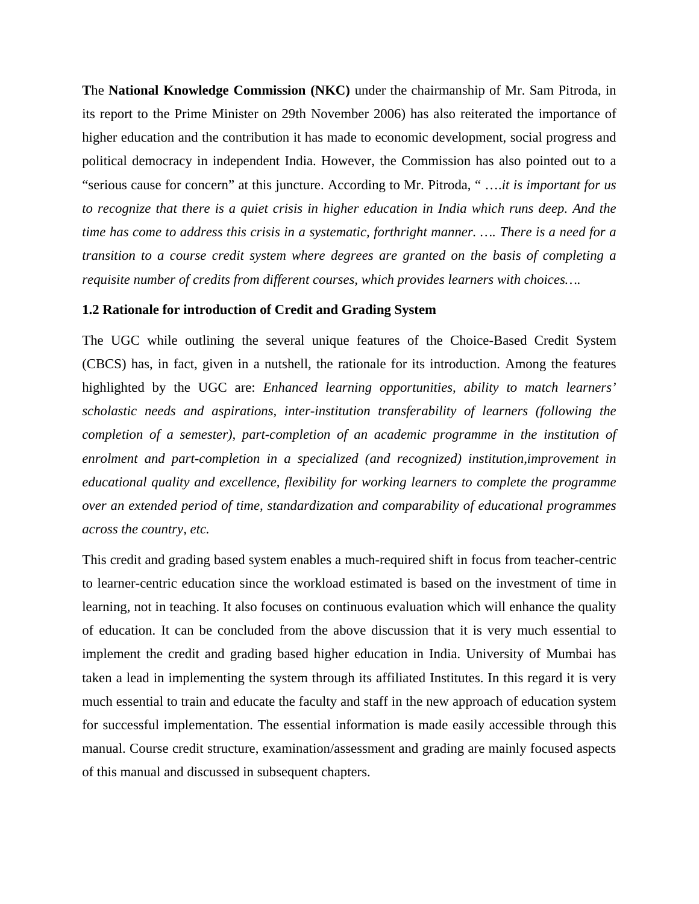**T**he **National Knowledge Commission (NKC)** under the chairmanship of Mr. Sam Pitroda, in its report to the Prime Minister on 29th November 2006) has also reiterated the importance of higher education and the contribution it has made to economic development, social progress and political democracy in independent India. However, the Commission has also pointed out to a "serious cause for concern" at this juncture. According to Mr. Pitroda, " ….*it is important for us to recognize that there is a quiet crisis in higher education in India which runs deep. And the time has come to address this crisis in a systematic, forthright manner. …. There is a need for a transition to a course credit system where degrees are granted on the basis of completing a requisite number of credits from different courses, which provides learners with choices….*

### 1.2 Rationale for introduction of Credit and Grading System

The UGC while outlining the several unique features of the Choice-Based Credit System (CBCS) has, in fact, given in a nutshell, the rationale for its introduction. Among the features highlighted by the UGC are: *Enhanced learning opportunities, ability to match learners' scholastic needs and aspirations, inter-institution transferability of learners (following the completion of a semester), part-completion of an academic programme in the institution of enrolment and part-completion in a specialized (and recognized) institution,improvement in educational quality and excellence, flexibility for working learners to complete the programme over an extended period of time, standardization and comparability of educational programmes across the country, etc.*

This credit and grading based system enables a much-required shift in focus from teacher-centric to learner-centric education since the workload estimated is based on the investment of time in learning, not in teaching. It also focuses on continuous evaluation which will enhance the quality of education. It can be concluded from the above discussion that it is very much essential to implement the credit and grading based higher education in India. University of Mumbai has taken a lead in implementing the system through its affiliated Institutes. In this regard it is very much essential to train and educate the faculty and staff in the new approach of education system for successful implementation. The essential information is made easily accessible through this manual. Course credit structure, examination/assessment and grading are mainly focused aspects of this manual and discussed in subsequent chapters.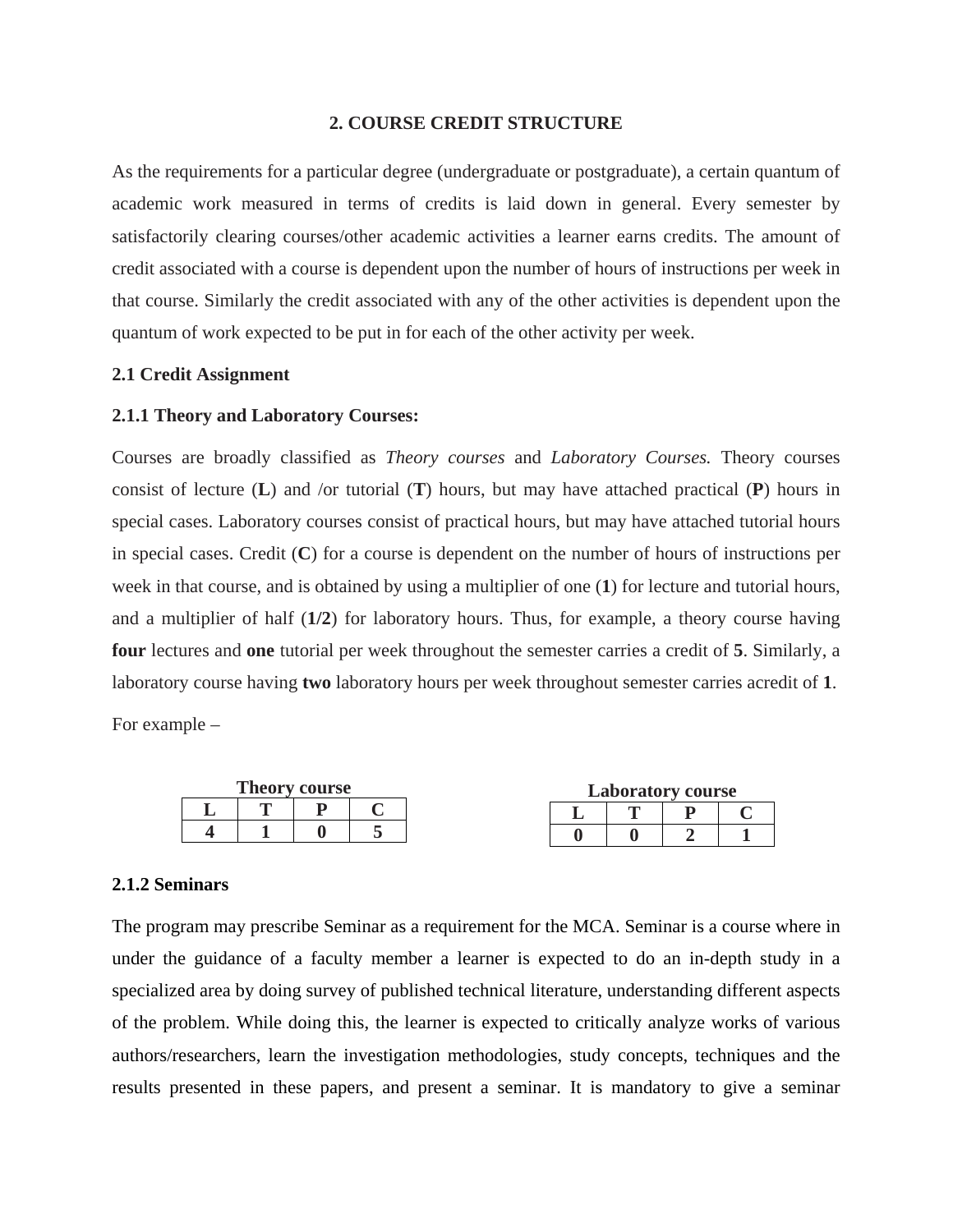## 2. COURSE CREDIT STRUCTURE

As the requirements for a particular degree (undergraduate or postgraduate), a certain quantum of academic work measured in terms of credits is laid down in general. Every semester by satisfactorily clearing courses/other academic activities a learner earns credits. The amount of credit associated with a course is dependent upon the number of hours of instructions per week in that course. Similarly the credit associated with any of the other activities is dependent upon the quantum of work expected to be put in for each of the other activity per week.

### 2.1 Credit Assignment

#### 2.1.1 Theory and Laboratory Courses:

Courses are broadly classified as *Theory courses* and *Laboratory Courses.* Theory courses consist of lecture (**L**) and /or tutorial (**T**) hours, but may have attached practical (**P**) hours in special cases. Laboratory courses consist of practical hours, but may have attached tutorial hours in special cases. Credit (**C**) for a course is dependent on the number of hours of instructions per week in that course, and is obtained by using a multiplier of one (**1**) for lecture and tutorial hours, and a multiplier of half (**1/2**) for laboratory hours. Thus, for example, a theory course having **four** lectures and **one** tutorial per week throughout the semester carries a credit of **5**. Similarly, a laboratory course having **two** laboratory hours per week throughout semester carries acredit of **1**.

For example –

**Theory course**

| L | T | P | C |
|---|---|---|---|
| 4 | 1 | 0 | 5 |

**Laboratory course**

| L | T | P | C |
|---|---|---|---|
| 0 | 0 | 2 | 1 |

#### 2.1.2 Seminars

The program may prescribe Seminar as a requirement for the MCA. Seminar is a course where in under the guidance of a faculty member a learner is expected to do an in-depth study in a specialized area by doing survey of published technical literature, understanding different aspects of the problem. While doing this, the learner is expected to critically analyze works of various authors/researchers, learn the investigation methodologies, study concepts, techniques and the results presented in these papers, and present a seminar. It is mandatory to give a seminar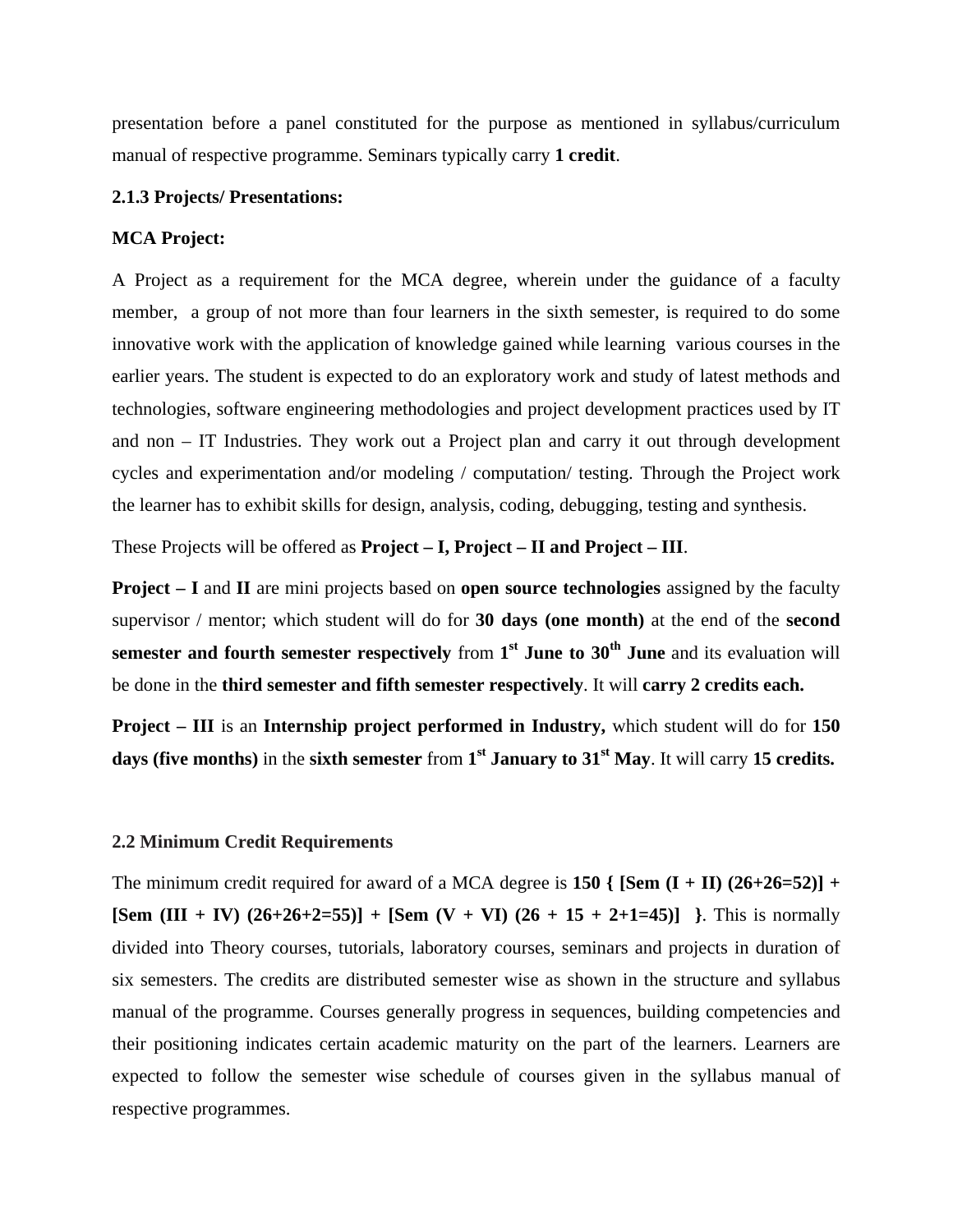presentation before a panel constituted for the purpose as mentioned in syllabus/curriculum manual of respective programme. Seminars typically carry **1 credit**.

**2.1.3 Projects/ Presentations:**

**MCA Project:**

A Project as a requirement for the MCA degree, wherein under the guidance of a faculty member, a group of not more than four learners in the sixth semester, is required to do some innovative work with the application of knowledge gained while learning various courses in the earlier years. The student is expected to do an exploratory work and study of latest methods and technologies, software engineering methodologies and project development practices used by IT and non – IT Industries. They work out a Project plan and carry it out through development cycles and experimentation and/or modeling / computation/ testing. Through the Project work the learner has to exhibit skills for design, analysis, coding, debugging, testing and synthesis.

These Projects will be offered as **Project – I, Project – II and Project – III**.

**Project – I** and **II** are mini projects based on **open source technologies** assigned by the faculty supervisor / mentor; which student will do for **30 days (one month)** at the end of the **second semester and fourth semester respectively** from **1st June to 30th June** and its evaluation will be done in the **third semester and fifth semester respectively**. It will **carry 2 credits each.**

**Project – III** is an **Internship project performed in Industry,** which student will do for **150 days (five months)** in the **sixth semester** from **1st January to 31st May**. It will carry **15 credits.**

**2.2 Minimum Credit Requirements**

The minimum credit required for award of a MCA degree is **150 { [Sem (I + II) (26+26=52)] + [Sem (III + IV) (26+26+2=55)] + [Sem (V + VI) (26 + 15 + 2+1=45)] }**. This is normally divided into Theory courses, tutorials, laboratory courses, seminars and projects in duration of six semesters. The credits are distributed semester wise as shown in the structure and syllabus manual of the programme. Courses generally progress in sequences, building competencies and their positioning indicates certain academic maturity on the part of the learners. Learners are expected to follow the semester wise schedule of courses given in the syllabus manual of respective programmes.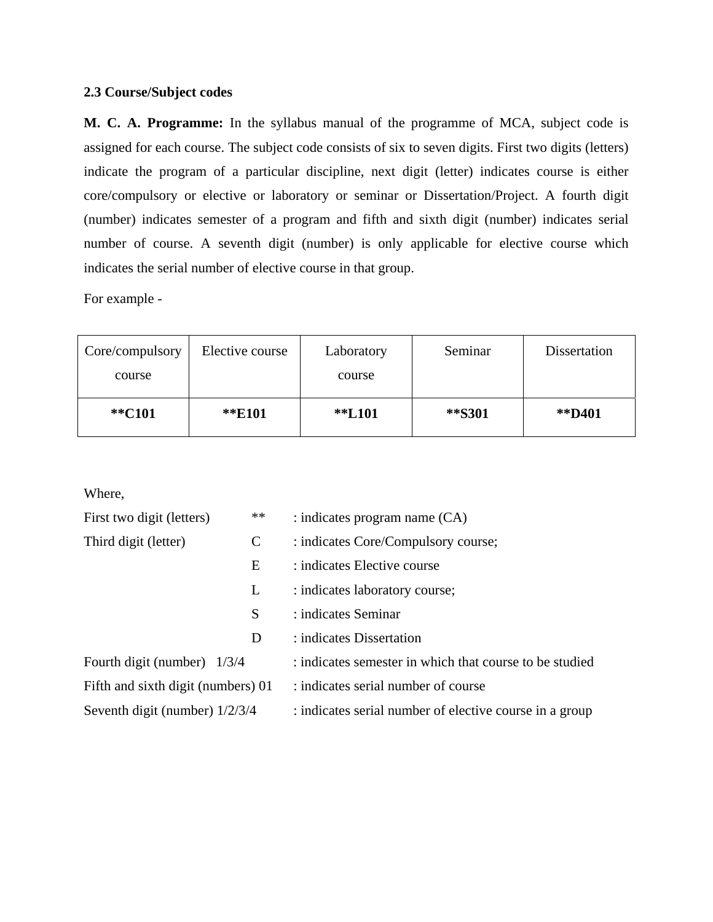### 2.3 Course/Subject codes

**M. C. A. Programme:** In the syllabus manual of the programme of MCA, subject code is assigned for each course. The subject code consists of six to seven digits. First two digits (letters) indicate the program of a particular discipline, next digit (letter) indicates course is either core/compulsory or elective or laboratory or seminar or Dissertation/Project. A fourth digit (number) indicates semester of a program and fifth and sixth digit (number) indicates serial number of course. A seventh digit (number) is only applicable for elective course which indicates the serial number of elective course in that group.

For example -

| Core/compulsory course | Elective course | Laboratory course | Seminar | Dissertation |
|---|---|---|---|---|
| **\*\*C101** | **\*\*E101** | **\*\*L101** | **\*\*S301** | **\*\*D401** |

Where,

| | | |
|---|---|---|
| First two digit (letters) | ** | : indicates program name (CA) |
| Third digit (letter) | C | : indicates Core/Compulsory course; |
| | E | : indicates Elective course |
| | L | : indicates laboratory course; |
| | S | : indicates Seminar |
| | D | : indicates Dissertation |
| Fourth digit (number) | 1/3/4 | : indicates semester in which that course to be studied |
| Fifth and sixth digit (numbers) | 01 | : indicates serial number of course |
| Seventh digit (number) | 1/2/3/4 | : indicates serial number of elective course in a group |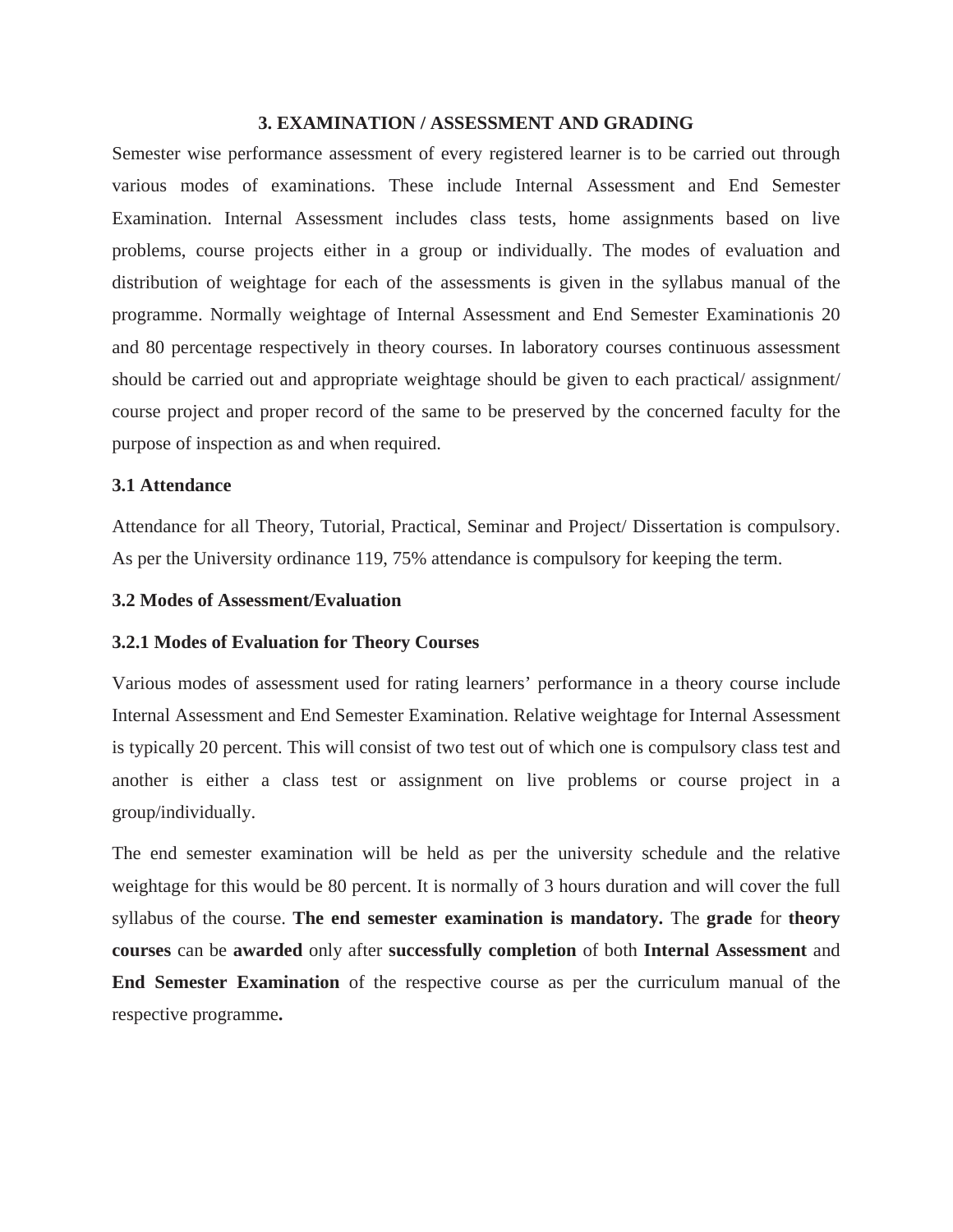## 3. EXAMINATION / ASSESSMENT AND GRADING

Semester wise performance assessment of every registered learner is to be carried out through various modes of examinations. These include Internal Assessment and End Semester Examination. Internal Assessment includes class tests, home assignments based on live problems, course projects either in a group or individually. The modes of evaluation and distribution of weightage for each of the assessments is given in the syllabus manual of the programme. Normally weightage of Internal Assessment and End Semester Examinationis 20 and 80 percentage respectively in theory courses. In laboratory courses continuous assessment should be carried out and appropriate weightage should be given to each practical/ assignment/ course project and proper record of the same to be preserved by the concerned faculty for the purpose of inspection as and when required.

### 3.1 Attendance

Attendance for all Theory, Tutorial, Practical, Seminar and Project/ Dissertation is compulsory. As per the University ordinance 119, 75% attendance is compulsory for keeping the term.

### 3.2 Modes of Assessment/Evaluation

#### 3.2.1 Modes of Evaluation for Theory Courses

Various modes of assessment used for rating learners' performance in a theory course include Internal Assessment and End Semester Examination. Relative weightage for Internal Assessment is typically 20 percent. This will consist of two test out of which one is compulsory class test and another is either a class test or assignment on live problems or course project in a group/individually.

The end semester examination will be held as per the university schedule and the relative weightage for this would be 80 percent. It is normally of 3 hours duration and will cover the full syllabus of the course. **The end semester examination is mandatory.** The **grade** for **theory courses** can be **awarded** only after **successfully completion** of both **Internal Assessment** and **End Semester Examination** of the respective course as per the curriculum manual of the respective programme**.**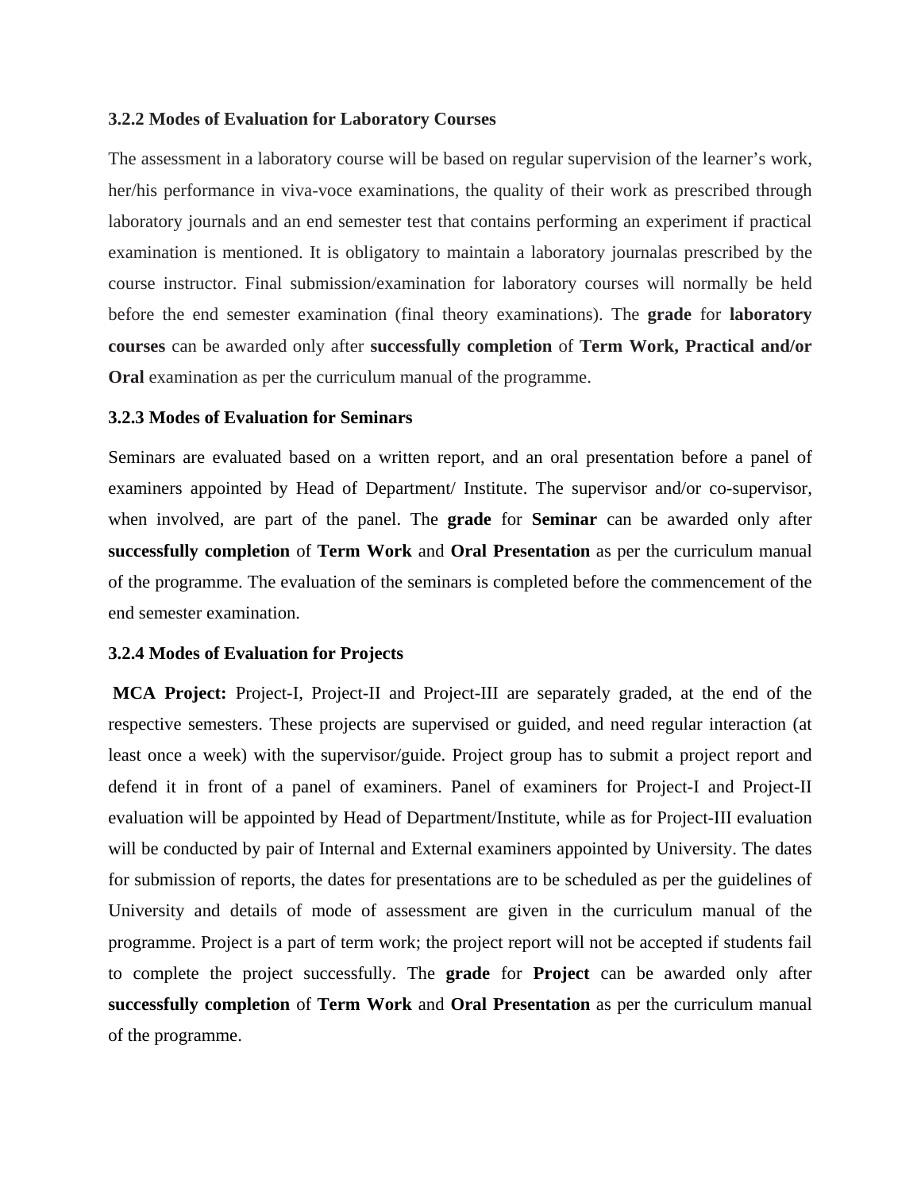### 3.2.2 Modes of Evaluation for Laboratory Courses

The assessment in a laboratory course will be based on regular supervision of the learner's work, her/his performance in viva-voce examinations, the quality of their work as prescribed through laboratory journals and an end semester test that contains performing an experiment if practical examination is mentioned. It is obligatory to maintain a laboratory journalas prescribed by the course instructor. Final submission/examination for laboratory courses will normally be held before the end semester examination (final theory examinations). The **grade** for **laboratory courses** can be awarded only after **successfully completion** of **Term Work, Practical and/or Oral** examination as per the curriculum manual of the programme.

### 3.2.3 Modes of Evaluation for Seminars

Seminars are evaluated based on a written report, and an oral presentation before a panel of examiners appointed by Head of Department/ Institute. The supervisor and/or co-supervisor, when involved, are part of the panel. The **grade** for **Seminar** can be awarded only after **successfully completion** of **Term Work** and **Oral Presentation** as per the curriculum manual of the programme. The evaluation of the seminars is completed before the commencement of the end semester examination.

### 3.2.4 Modes of Evaluation for Projects

**MCA Project:** Project-I, Project-II and Project-III are separately graded, at the end of the respective semesters. These projects are supervised or guided, and need regular interaction (at least once a week) with the supervisor/guide. Project group has to submit a project report and defend it in front of a panel of examiners. Panel of examiners for Project-I and Project-II evaluation will be appointed by Head of Department/Institute, while as for Project-III evaluation will be conducted by pair of Internal and External examiners appointed by University. The dates for submission of reports, the dates for presentations are to be scheduled as per the guidelines of University and details of mode of assessment are given in the curriculum manual of the programme. Project is a part of term work; the project report will not be accepted if students fail to complete the project successfully. The **grade** for **Project** can be awarded only after **successfully completion** of **Term Work** and **Oral Presentation** as per the curriculum manual of the programme.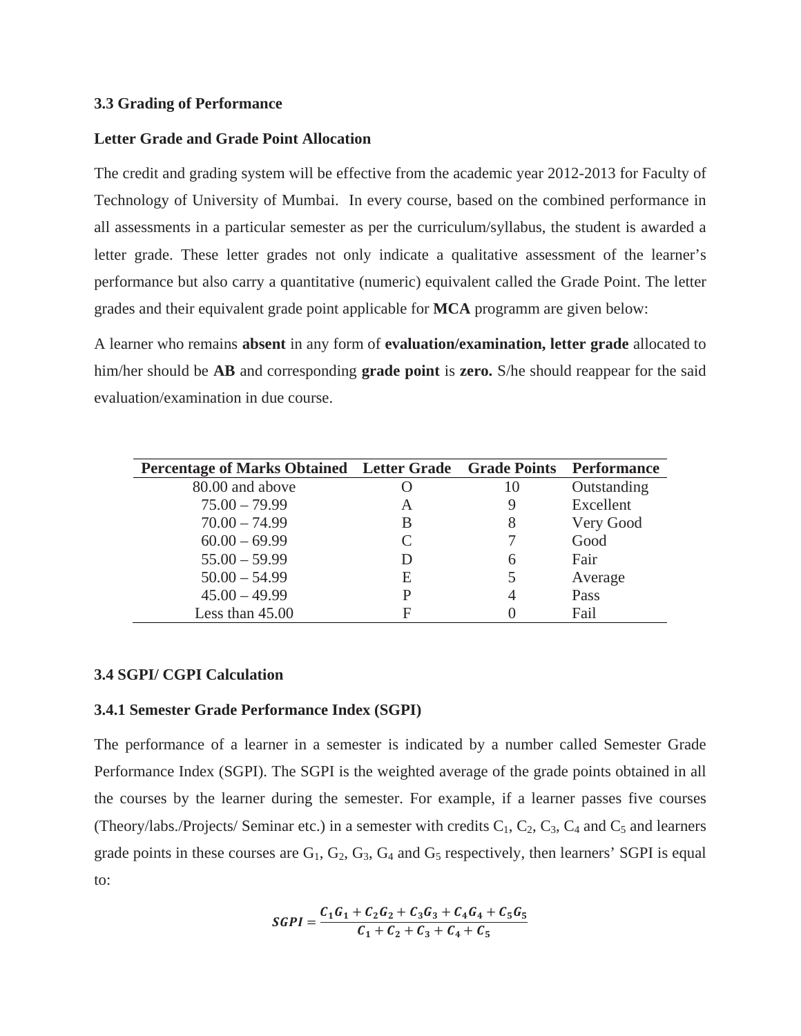### 3.3 Grading of Performance

**Letter Grade and Grade Point Allocation**

The credit and grading system will be effective from the academic year 2012-2013 for Faculty of Technology of University of Mumbai. In every course, based on the combined performance in all assessments in a particular semester as per the curriculum/syllabus, the student is awarded a letter grade. These letter grades not only indicate a qualitative assessment of the learner's performance but also carry a quantitative (numeric) equivalent called the Grade Point. The letter grades and their equivalent grade point applicable for **MCA** programm are given below:

A learner who remains **absent** in any form of **evaluation/examination, letter grade** allocated to him/her should be **AB** and corresponding **grade point** is **zero.** S/he should reappear for the said evaluation/examination in due course.

| Percentage of Marks Obtained | Letter Grade | Grade Points | Performance |
|---|---|---|---|
| 80.00 and above | O | 10 | Outstanding |
| 75.00 – 79.99 | A | 9 | Excellent |
| 70.00 – 74.99 | B | 8 | Very Good |
| 60.00 – 69.99 | C | 7 | Good |
| 55.00 – 59.99 | D | 6 | Fair |
| 50.00 – 54.99 | E | 5 | Average |
| 45.00 – 49.99 | P | 4 | Pass |
| Less than 45.00 | F | 0 | Fail |

### 3.4 SGPI/ CGPI Calculation

#### 3.4.1 Semester Grade Performance Index (SGPI)

The performance of a learner in a semester is indicated by a number called Semester Grade Performance Index (SGPI). The SGPI is the weighted average of the grade points obtained in all the courses by the learner during the semester. For example, if a learner passes five courses (Theory/labs./Projects/ Seminar etc.) in a semester with credits $C_1$, $C_2$, $C_3$, $C_4$ and $C_5$ and learners grade points in these courses are $G_1$, $G_2$, $G_3$, $G_4$ and $G_5$ respectively, then learners' SGPI is equal to:

$$SGPI = \frac{C_1G_1 + C_2G_2 + C_3G_3 + C_4G_4 + C_5G_5}{C_1 + C_2 + C_3 + C_4 + C_5}$$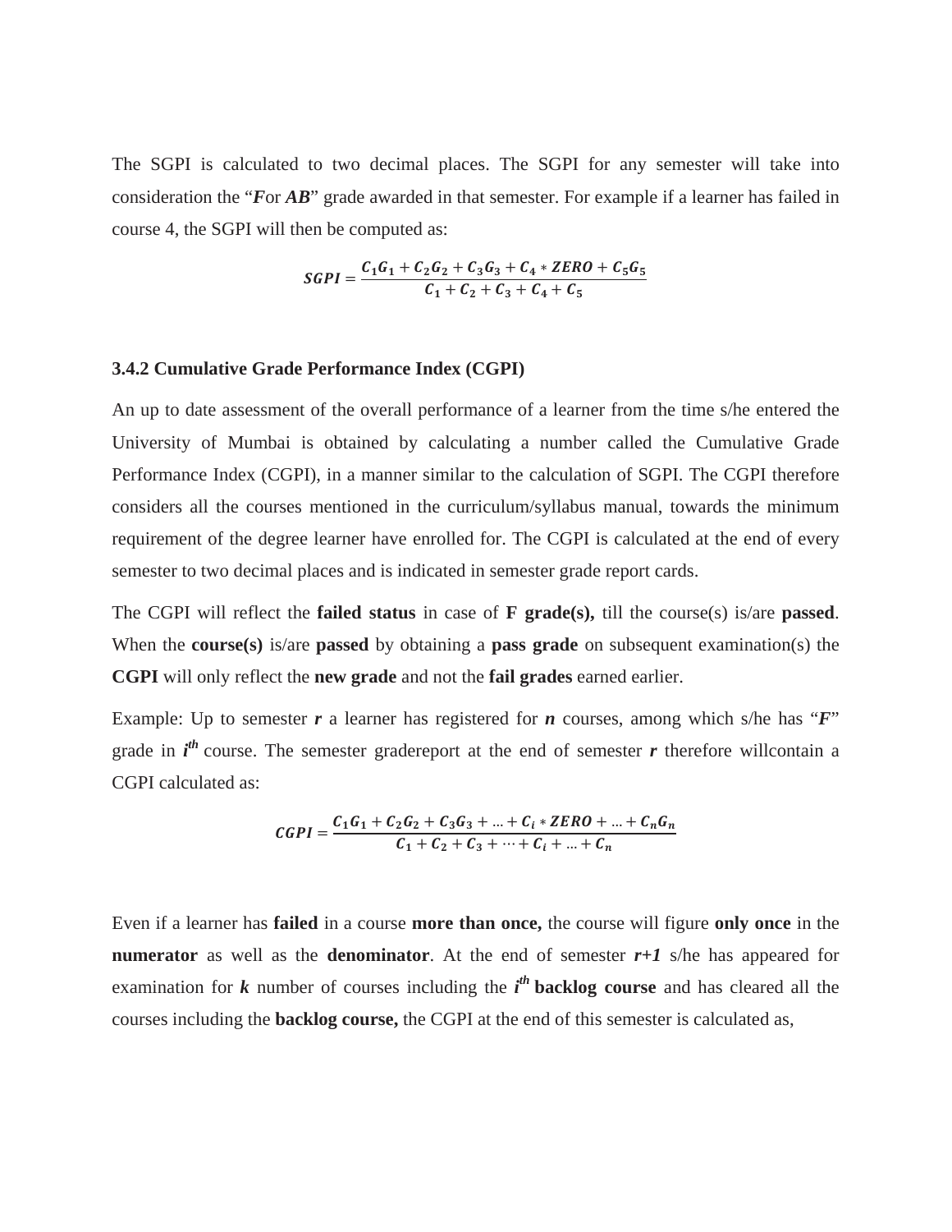The SGPI is calculated to two decimal places. The SGPI for any semester will take into consideration the "***F*** or ***AB***" grade awarded in that semester. For example if a learner has failed in course 4, the SGPI will then be computed as:

$$SGPI = \frac{C_1G_1 + C_2G_2 + C_3G_3 + C_4 * ZERO + C_5G_5}{C_1 + C_2 + C_3 + C_4 + C_5}$$

### 3.4.2 Cumulative Grade Performance Index (CGPI)

An up to date assessment of the overall performance of a learner from the time s/he entered the University of Mumbai is obtained by calculating a number called the Cumulative Grade Performance Index (CGPI), in a manner similar to the calculation of SGPI. The CGPI therefore considers all the courses mentioned in the curriculum/syllabus manual, towards the minimum requirement of the degree learner have enrolled for. The CGPI is calculated at the end of every semester to two decimal places and is indicated in semester grade report cards.

The CGPI will reflect the **failed status** in case of **F grade(s),** till the course(s) is/are **passed**. When the **course(s)** is/are **passed** by obtaining a **pass grade** on subsequent examination(s) the **CGPI** will only reflect the **new grade** and not the **fail grades** earned earlier.

Example: Up to semester ***r*** a learner has registered for ***n*** courses, among which s/he has "***F***" grade in $i^{th}$ course. The semester gradereport at the end of semester ***r*** therefore willcontain a CGPI calculated as:

$$CGPI = \frac{C_1G_1 + C_2G_2 + C_3G_3 + \ldots + C_i * ZERO + \ldots + C_nG_n}{C_1 + C_2 + C_3 + \cdots + C_i + \ldots + C_n}$$

Even if a learner has **failed** in a course **more than once,** the course will figure **only once** in the **numerator** as well as the **denominator**. At the end of semester ***r+1*** s/he has appeared for examination for ***k*** number of courses including the $i^{th}$ **backlog course** and has cleared all the courses including the **backlog course,** the CGPI at the end of this semester is calculated as,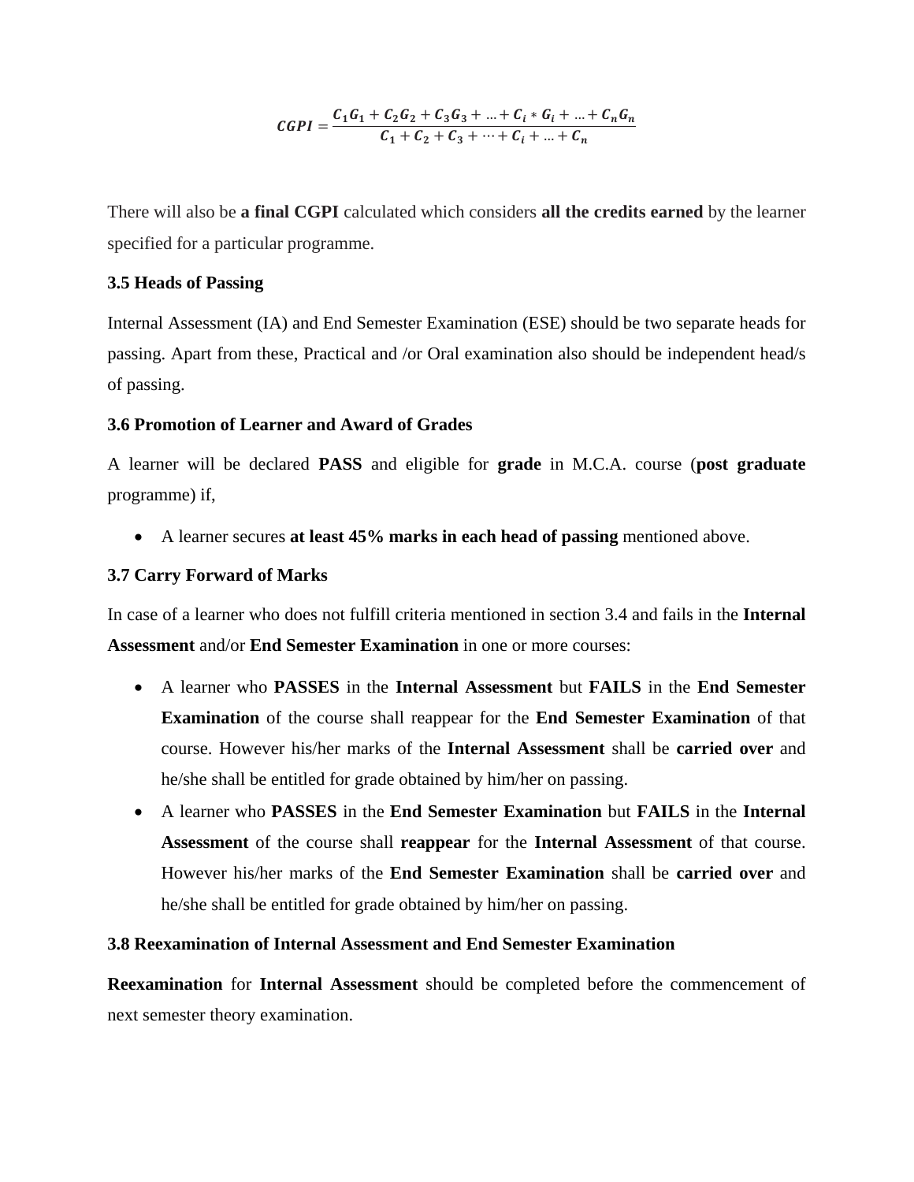$$CGPI = \frac{C_1G_1 + C_2G_2 + C_3G_3 + \dots + C_i * G_i + \dots + C_nG_n}{C_1 + C_2 + C_3 + \cdots + C_i + \dots + C_n}$$

There will also be **a final CGPI** calculated which considers **all the credits earned** by the learner specified for a particular programme.

**3.5 Heads of Passing**

Internal Assessment (IA) and End Semester Examination (ESE) should be two separate heads for passing. Apart from these, Practical and /or Oral examination also should be independent head/s of passing.

**3.6 Promotion of Learner and Award of Grades**

A learner will be declared **PASS** and eligible for **grade** in M.C.A. course (**post graduate** programme) if,

- A learner secures **at least 45% marks in each head of passing** mentioned above.

**3.7 Carry Forward of Marks**

In case of a learner who does not fulfill criteria mentioned in section 3.4 and fails in the **Internal Assessment** and/or **End Semester Examination** in one or more courses:

- A learner who **PASSES** in the **Internal Assessment** but **FAILS** in the **End Semester Examination** of the course shall reappear for the **End Semester Examination** of that course. However his/her marks of the **Internal Assessment** shall be **carried over** and he/she shall be entitled for grade obtained by him/her on passing.
- A learner who **PASSES** in the **End Semester Examination** but **FAILS** in the **Internal Assessment** of the course shall **reappear** for the **Internal Assessment** of that course. However his/her marks of the **End Semester Examination** shall be **carried over** and he/she shall be entitled for grade obtained by him/her on passing.

**3.8 Reexamination of Internal Assessment and End Semester Examination**

**Reexamination** for **Internal Assessment** should be completed before the commencement of next semester theory examination.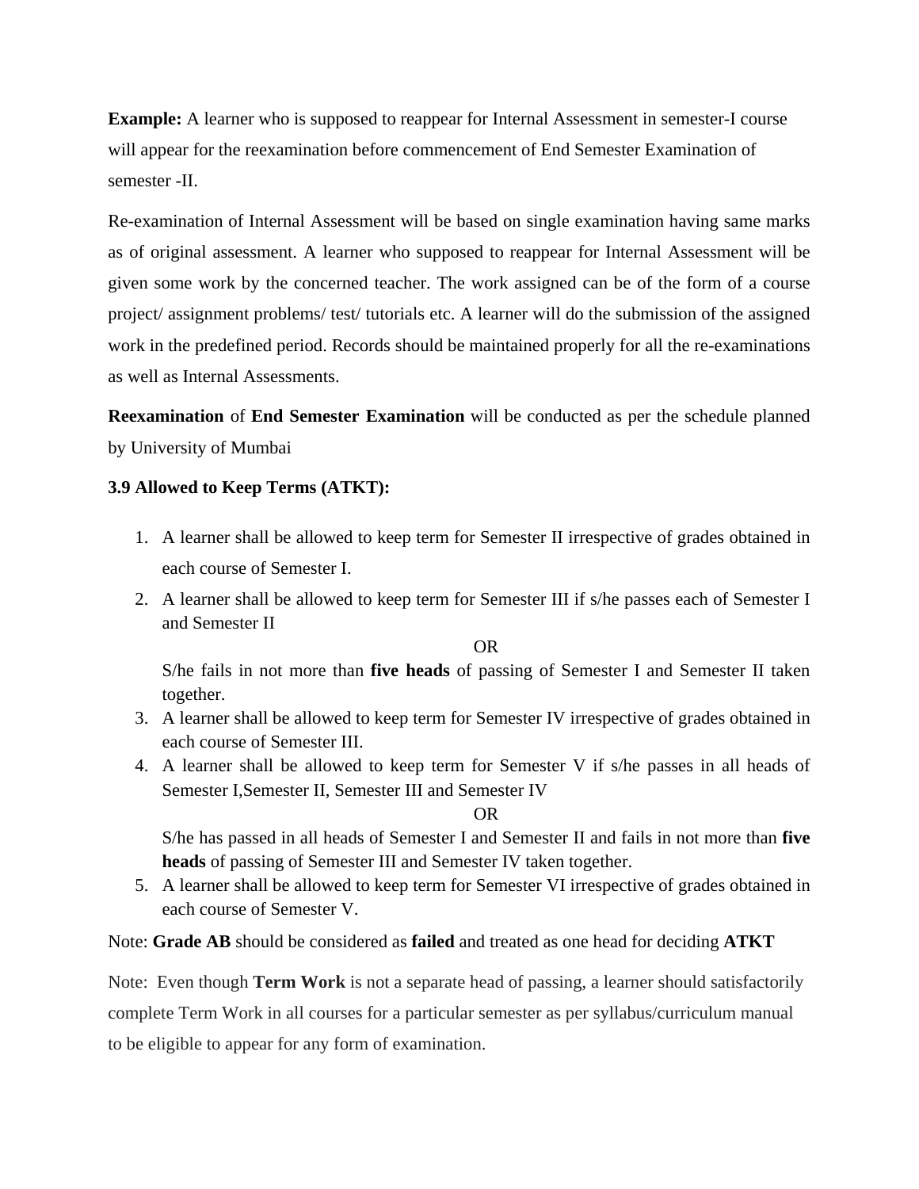**Example:** A learner who is supposed to reappear for Internal Assessment in semester-I course will appear for the reexamination before commencement of End Semester Examination of semester -II.

Re-examination of Internal Assessment will be based on single examination having same marks as of original assessment. A learner who supposed to reappear for Internal Assessment will be given some work by the concerned teacher. The work assigned can be of the form of a course project/ assignment problems/ test/ tutorials etc. A learner will do the submission of the assigned work in the predefined period. Records should be maintained properly for all the re-examinations as well as Internal Assessments.

**Reexamination** of **End Semester Examination** will be conducted as per the schedule planned by University of Mumbai

### 3.9 Allowed to Keep Terms (ATKT):

1. A learner shall be allowed to keep term for Semester II irrespective of grades obtained in each course of Semester I.
2. A learner shall be allowed to keep term for Semester III if s/he passes each of Semester I and Semester II

   OR

   S/he fails in not more than **five heads** of passing of Semester I and Semester II taken together.
3. A learner shall be allowed to keep term for Semester IV irrespective of grades obtained in each course of Semester III.
4. A learner shall be allowed to keep term for Semester V if s/he passes in all heads of Semester I,Semester II, Semester III and Semester IV

   OR

   S/he has passed in all heads of Semester I and Semester II and fails in not more than **five heads** of passing of Semester III and Semester IV taken together.
5. A learner shall be allowed to keep term for Semester VI irrespective of grades obtained in each course of Semester V.

Note: **Grade AB** should be considered as **failed** and treated as one head for deciding **ATKT**

Note: Even though **Term Work** is not a separate head of passing, a learner should satisfactorily complete Term Work in all courses for a particular semester as per syllabus/curriculum manual to be eligible to appear for any form of examination.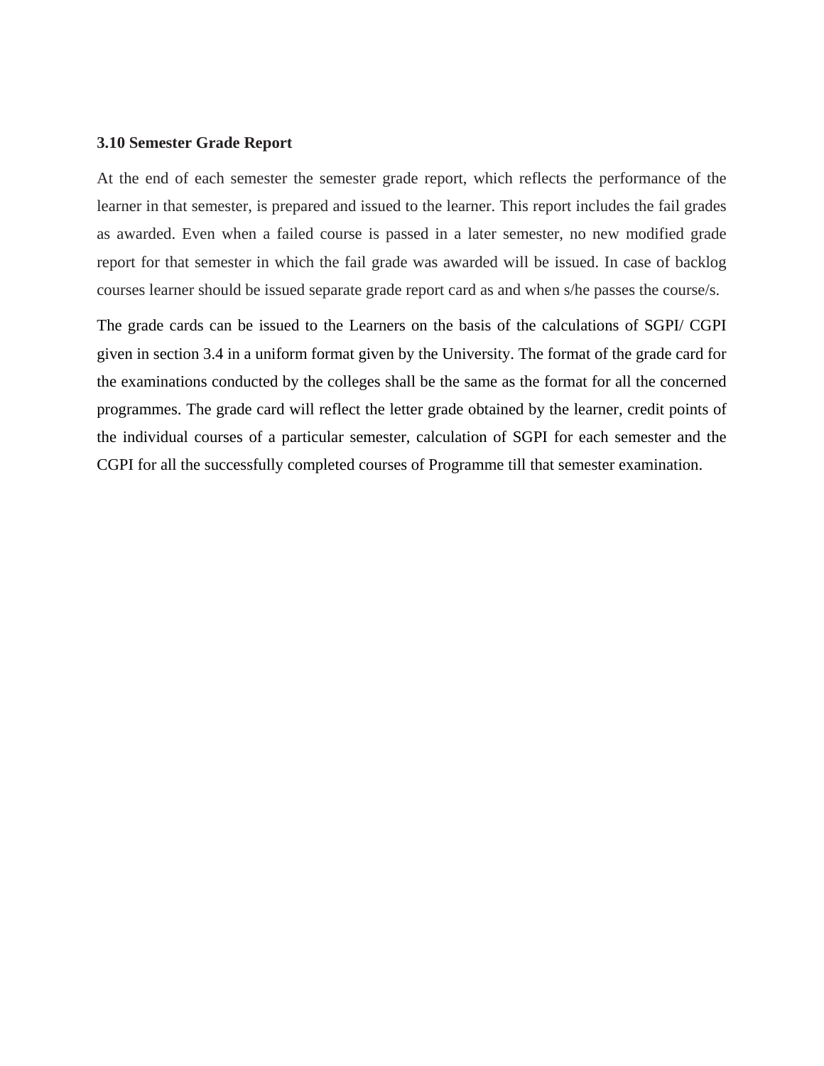### 3.10 Semester Grade Report

At the end of each semester the semester grade report, which reflects the performance of the learner in that semester, is prepared and issued to the learner. This report includes the fail grades as awarded. Even when a failed course is passed in a later semester, no new modified grade report for that semester in which the fail grade was awarded will be issued. In case of backlog courses learner should be issued separate grade report card as and when s/he passes the course/s.

The grade cards can be issued to the Learners on the basis of the calculations of SGPI/ CGPI given in section 3.4 in a uniform format given by the University. The format of the grade card for the examinations conducted by the colleges shall be the same as the format for all the concerned programmes. The grade card will reflect the letter grade obtained by the learner, credit points of the individual courses of a particular semester, calculation of SGPI for each semester and the CGPI for all the successfully completed courses of Programme till that semester examination.